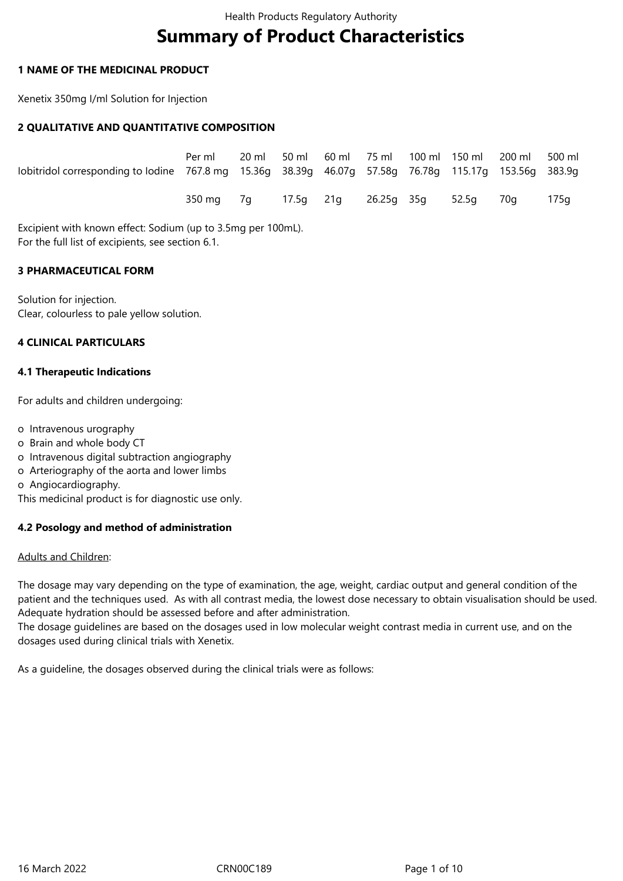# Summary of Product Characteristics

## 1 NAME OF THE MEDICINAL PRODUCT

Xenetix 350mg I/ml Solution for Injection

## 2 QUALITATIVE AND QUANTITATIVE COMPOSITION

| | Per ml | 20 ml | 50 ml | 60 ml | 75 ml | 100 ml | 150 ml | 200 ml | 500 ml |
|---|---|---|---|---|---|---|---|---|---|
| Iobitridol corresponding to Iodine | 767.8 mg | 15.36g | 38.39g | 46.07g | 57.58g | 76.78g | 115.17g | 153.56g | 383.9g |
| | 350 mg | 7g | 17.5g | 21g | 26.25g | 35g | 52.5g | 70g | 175g |

Excipient with known effect: Sodium (up to 3.5mg per 100mL).
For the full list of excipients, see section 6.1.

## 3 PHARMACEUTICAL FORM

Solution for injection.
Clear, colourless to pale yellow solution.

## 4 CLINICAL PARTICULARS

### 4.1 Therapeutic Indications

For adults and children undergoing:

- Intravenous urography
- Brain and whole body CT
- Intravenous digital subtraction angiography
- Arteriography of the aorta and lower limbs
- Angiocardiography.

This medicinal product is for diagnostic use only.

### 4.2 Posology and method of administration

Adults and Children:

The dosage may vary depending on the type of examination, the age, weight, cardiac output and general condition of the patient and the techniques used. As with all contrast media, the lowest dose necessary to obtain visualisation should be used. Adequate hydration should be assessed before and after administration.
The dosage guidelines are based on the dosages used in low molecular weight contrast media in current use, and on the dosages used during clinical trials with Xenetix.

As a guideline, the dosages observed during the clinical trials were as follows: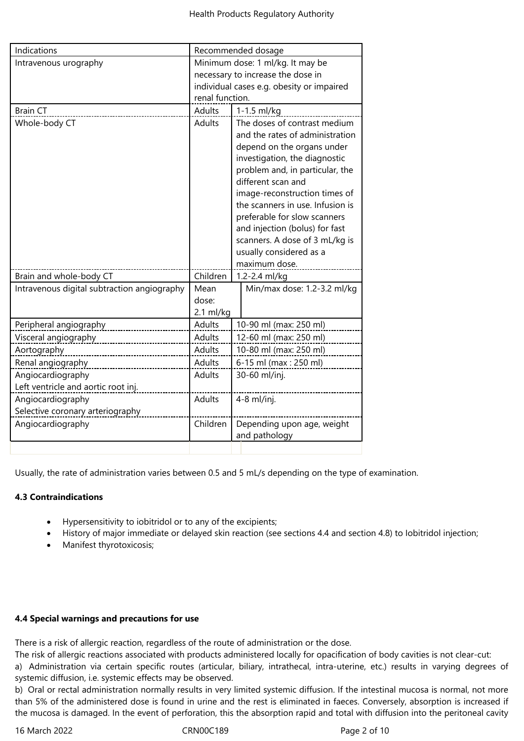| Indications | Recommended dosage | |
|---|---|---|
| Intravenous urography | Minimum dose: 1 ml/kg. It may be necessary to increase the dose in individual cases e.g. obesity or impaired renal function. | |
| Brain CT | Adults | 1-1.5 ml/kg |
| Whole-body CT | Adults | The doses of contrast medium and the rates of administration depend on the organs under investigation, the diagnostic problem and, in particular, the different scan and image-reconstruction times of the scanners in use. Infusion is preferable for slow scanners and injection (bolus) for fast scanners. A dose of 3 mL/kg is usually considered as a maximum dose. |
| Brain and whole-body CT | Children | 1.2-2.4 ml/kg |
| Intravenous digital subtraction angiography | Mean dose: 2.1 ml/kg | Min/max dose: 1.2-3.2 ml/kg |
| Peripheral angiography | Adults | 10-90 ml (max: 250 ml) |
| Visceral angiography | Adults | 12-60 ml (max: 250 ml) |
| Aortography | Adults | 10-80 ml (max: 250 ml) |
| Renal angiography | Adults | 6-15 ml (max : 250 ml) |
| Angiocardiography<br>Left ventricle and aortic root inj. | Adults | 30-60 ml/inj. |
| Angiocardiography<br>Selective coronary arteriography | Adults | 4-8 ml/inj. |
| Angiocardiography | Children | Depending upon age, weight and pathology |

Usually, the rate of administration varies between 0.5 and 5 mL/s depending on the type of examination.

**4.3 Contraindications**

- Hypersensitivity to iobitridol or to any of the excipients;
- History of major immediate or delayed skin reaction (see sections 4.4 and section 4.8) to Iobitridol injection;
- Manifest thyrotoxicosis;

**4.4 Special warnings and precautions for use**

There is a risk of allergic reaction, regardless of the route of administration or the dose.
The risk of allergic reactions associated with products administered locally for opacification of body cavities is not clear-cut:
a) Administration via certain specific routes (articular, biliary, intrathecal, intra-uterine, etc.) results in varying degrees of systemic diffusion, i.e. systemic effects may be observed.
b) Oral or rectal administration normally results in very limited systemic diffusion. If the intestinal mucosa is normal, not more than 5% of the administered dose is found in urine and the rest is eliminated in faeces. Conversely, absorption is increased if the mucosa is damaged. In the event of perforation, this the absorption rapid and total with diffusion into the peritoneal cavity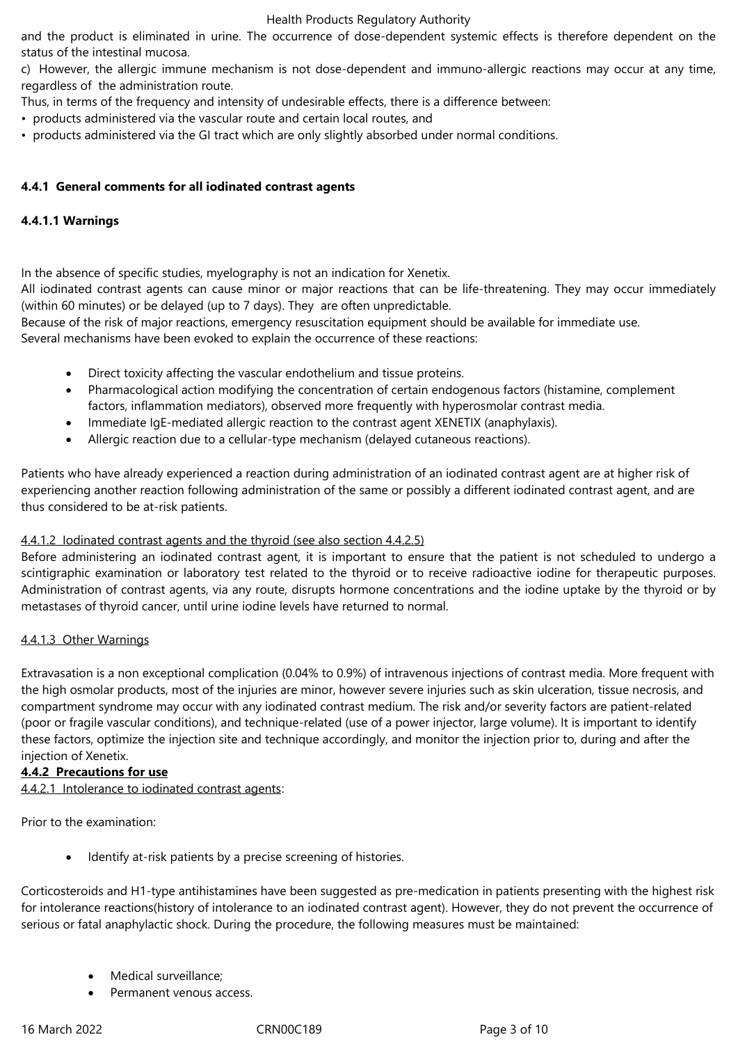and the product is eliminated in urine. The occurrence of dose-dependent systemic effects is therefore dependent on the status of the intestinal mucosa.

c) However, the allergic immune mechanism is not dose-dependent and immuno-allergic reactions may occur at any time, regardless of the administration route.

Thus, in terms of the frequency and intensity of undesirable effects, there is a difference between:

- products administered via the vascular route and certain local routes, and
- products administered via the GI tract which are only slightly absorbed under normal conditions.

**4.4.1 General comments for all iodinated contrast agents**

**4.4.1.1 Warnings**

In the absence of specific studies, myelography is not an indication for Xenetix.

All iodinated contrast agents can cause minor or major reactions that can be life-threatening. They may occur immediately (within 60 minutes) or be delayed (up to 7 days). They are often unpredictable.

Because of the risk of major reactions, emergency resuscitation equipment should be available for immediate use.

Several mechanisms have been evoked to explain the occurrence of these reactions:

- Direct toxicity affecting the vascular endothelium and tissue proteins.
- Pharmacological action modifying the concentration of certain endogenous factors (histamine, complement factors, inflammation mediators), observed more frequently with hyperosmolar contrast media.
- Immediate IgE-mediated allergic reaction to the contrast agent XENETIX (anaphylaxis).
- Allergic reaction due to a cellular-type mechanism (delayed cutaneous reactions).

Patients who have already experienced a reaction during administration of an iodinated contrast agent are at higher risk of experiencing another reaction following administration of the same or possibly a different iodinated contrast agent, and are thus considered to be at-risk patients.

4.4.1.2 Iodinated contrast agents and the thyroid (see also section 4.4.2.5)

Before administering an iodinated contrast agent, it is important to ensure that the patient is not scheduled to undergo a scintigraphic examination or laboratory test related to the thyroid or to receive radioactive iodine for therapeutic purposes. Administration of contrast agents, via any route, disrupts hormone concentrations and the iodine uptake by the thyroid or by metastases of thyroid cancer, until urine iodine levels have returned to normal.

4.4.1.3 Other Warnings

Extravasation is a non exceptional complication (0.04% to 0.9%) of intravenous injections of contrast media. More frequent with the high osmolar products, most of the injuries are minor, however severe injuries such as skin ulceration, tissue necrosis, and compartment syndrome may occur with any iodinated contrast medium. The risk and/or severity factors are patient-related (poor or fragile vascular conditions), and technique-related (use of a power injector, large volume). It is important to identify these factors, optimize the injection site and technique accordingly, and monitor the injection prior to, during and after the injection of Xenetix.

**4.4.2 Precautions for use**

4.4.2.1 Intolerance to iodinated contrast agents:

Prior to the examination:

- Identify at-risk patients by a precise screening of histories.

Corticosteroids and H1-type antihistamines have been suggested as pre-medication in patients presenting with the highest risk for intolerance reactions(history of intolerance to an iodinated contrast agent). However, they do not prevent the occurrence of serious or fatal anaphylactic shock. During the procedure, the following measures must be maintained:

- Medical surveillance;
- Permanent venous access.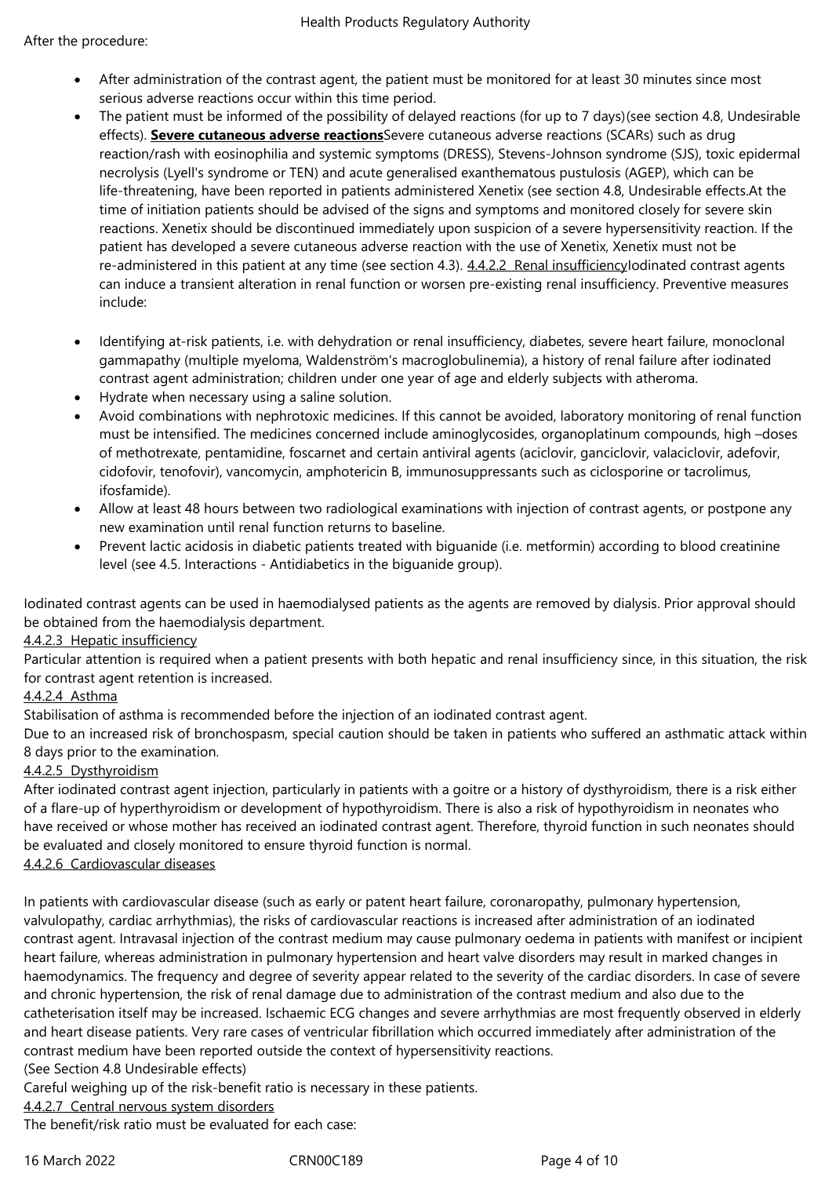After the procedure:

- After administration of the contrast agent, the patient must be monitored for at least 30 minutes since most serious adverse reactions occur within this time period.
- The patient must be informed of the possibility of delayed reactions (for up to 7 days)(see section 4.8, Undesirable effects). **Severe cutaneous adverse reactions**Severe cutaneous adverse reactions (SCARs) such as drug reaction/rash with eosinophilia and systemic symptoms (DRESS), Stevens-Johnson syndrome (SJS), toxic epidermal necrolysis (Lyell's syndrome or TEN) and acute generalised exanthematous pustulosis (AGEP), which can be life-threatening, have been reported in patients administered Xenetix (see section 4.8, Undesirable effects.At the time of initiation patients should be advised of the signs and symptoms and monitored closely for severe skin reactions. Xenetix should be discontinued immediately upon suspicion of a severe hypersensitivity reaction. If the patient has developed a severe cutaneous adverse reaction with the use of Xenetix, Xenetix must not be re-administered in this patient at any time (see section 4.3). 4.4.2.2 Renal insufficiencyIodinated contrast agents can induce a transient alteration in renal function or worsen pre-existing renal insufficiency. Preventive measures include:

- Identifying at-risk patients, i.e. with dehydration or renal insufficiency, diabetes, severe heart failure, monoclonal gammapathy (multiple myeloma, Waldenström's macroglobulinemia), a history of renal failure after iodinated contrast agent administration; children under one year of age and elderly subjects with atheroma.
- Hydrate when necessary using a saline solution.
- Avoid combinations with nephrotoxic medicines. If this cannot be avoided, laboratory monitoring of renal function must be intensified. The medicines concerned include aminoglycosides, organoplatinum compounds, high –doses of methotrexate, pentamidine, foscarnet and certain antiviral agents (aciclovir, ganciclovir, valaciclovir, adefovir, cidofovir, tenofovir), vancomycin, amphotericin B, immunosuppressants such as ciclosporine or tacrolimus, ifosfamide).
- Allow at least 48 hours between two radiological examinations with injection of contrast agents, or postpone any new examination until renal function returns to baseline.
- Prevent lactic acidosis in diabetic patients treated with biguanide (i.e. metformin) according to blood creatinine level (see 4.5. Interactions - Antidiabetics in the biguanide group).

Iodinated contrast agents can be used in haemodialysed patients as the agents are removed by dialysis. Prior approval should be obtained from the haemodialysis department.

4.4.2.3 Hepatic insufficiency

Particular attention is required when a patient presents with both hepatic and renal insufficiency since, in this situation, the risk for contrast agent retention is increased.

4.4.2.4 Asthma

Stabilisation of asthma is recommended before the injection of an iodinated contrast agent.

Due to an increased risk of bronchospasm, special caution should be taken in patients who suffered an asthmatic attack within 8 days prior to the examination.

4.4.2.5 Dysthyroidism

After iodinated contrast agent injection, particularly in patients with a goitre or a history of dysthyroidism, there is a risk either of a flare-up of hyperthyroidism or development of hypothyroidism. There is also a risk of hypothyroidism in neonates who have received or whose mother has received an iodinated contrast agent. Therefore, thyroid function in such neonates should be evaluated and closely monitored to ensure thyroid function is normal.

4.4.2.6 Cardiovascular diseases

In patients with cardiovascular disease (such as early or patent heart failure, coronaropathy, pulmonary hypertension, valvulopathy, cardiac arrhythmias), the risks of cardiovascular reactions is increased after administration of an iodinated contrast agent. Intravasal injection of the contrast medium may cause pulmonary oedema in patients with manifest or incipient heart failure, whereas administration in pulmonary hypertension and heart valve disorders may result in marked changes in haemodynamics. The frequency and degree of severity appear related to the severity of the cardiac disorders. In case of severe and chronic hypertension, the risk of renal damage due to administration of the contrast medium and also due to the catheterisation itself may be increased. Ischaemic ECG changes and severe arrhythmias are most frequently observed in elderly and heart disease patients. Very rare cases of ventricular fibrillation which occurred immediately after administration of the contrast medium have been reported outside the context of hypersensitivity reactions.

(See Section 4.8 Undesirable effects)

Careful weighing up of the risk-benefit ratio is necessary in these patients.

4.4.2.7 Central nervous system disorders

The benefit/risk ratio must be evaluated for each case: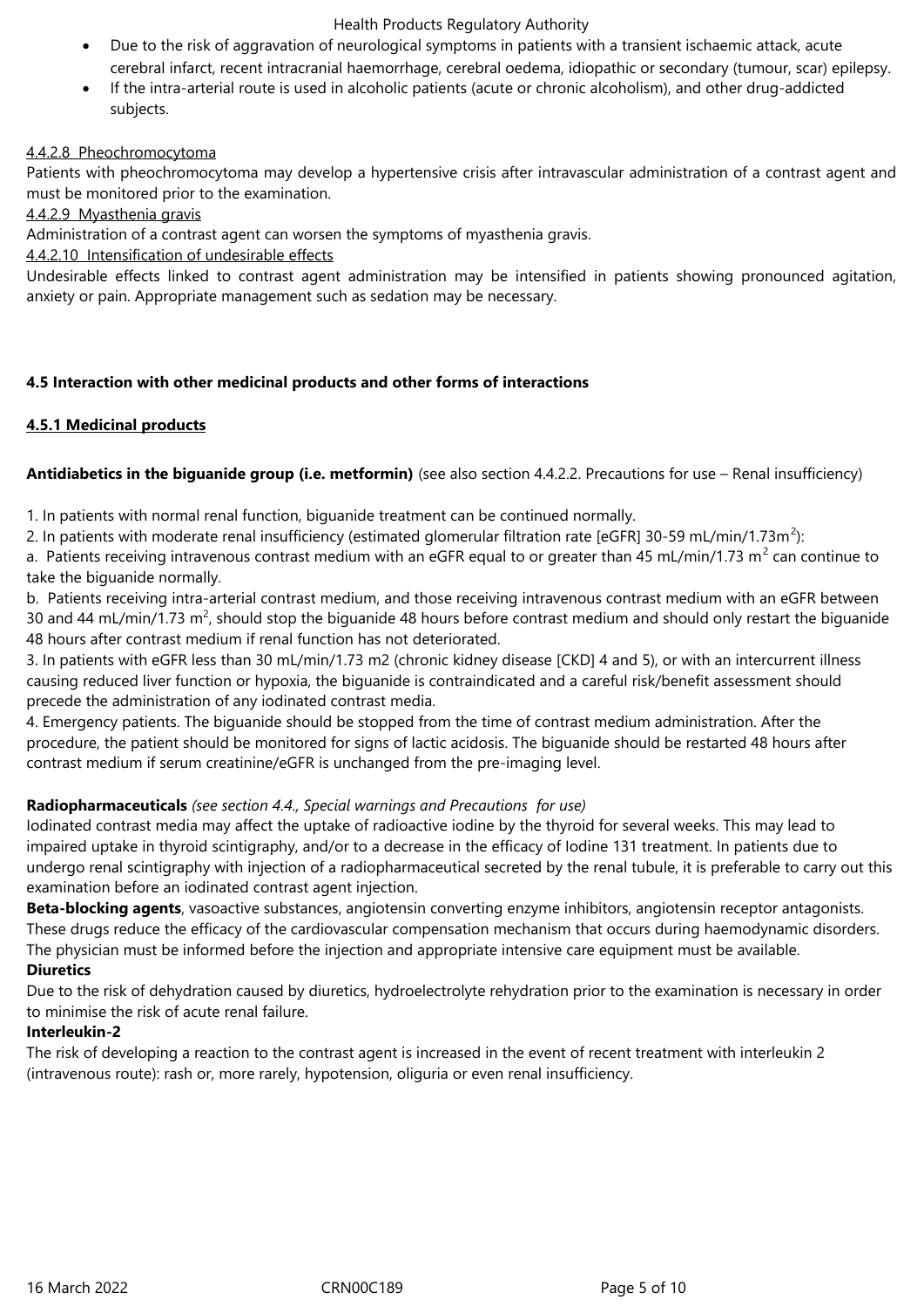- Due to the risk of aggravation of neurological symptoms in patients with a transient ischaemic attack, acute cerebral infarct, recent intracranial haemorrhage, cerebral oedema, idiopathic or secondary (tumour, scar) epilepsy.
- If the intra-arterial route is used in alcoholic patients (acute or chronic alcoholism), and other drug-addicted subjects.

4.4.2.8 Pheochromocytoma

Patients with pheochromocytoma may develop a hypertensive crisis after intravascular administration of a contrast agent and must be monitored prior to the examination.

4.4.2.9 Myasthenia gravis

Administration of a contrast agent can worsen the symptoms of myasthenia gravis.

4.4.2.10 Intensification of undesirable effects

Undesirable effects linked to contrast agent administration may be intensified in patients showing pronounced agitation, anxiety or pain. Appropriate management such as sedation may be necessary.

**4.5 Interaction with other medicinal products and other forms of interactions**

**4.5.1 Medicinal products**

**Antidiabetics in the biguanide group (i.e. metformin)** (see also section 4.4.2.2. Precautions for use – Renal insufficiency)

1. In patients with normal renal function, biguanide treatment can be continued normally.
2. In patients with moderate renal insufficiency (estimated glomerular filtration rate [eGFR] 30-59 mL/min/1.73m$^2$):

a. Patients receiving intravenous contrast medium with an eGFR equal to or greater than 45 mL/min/1.73 m$^2$ can continue to take the biguanide normally.

b. Patients receiving intra-arterial contrast medium, and those receiving intravenous contrast medium with an eGFR between 30 and 44 mL/min/1.73 m$^2$, should stop the biguanide 48 hours before contrast medium and should only restart the biguanide 48 hours after contrast medium if renal function has not deteriorated.

3. In patients with eGFR less than 30 mL/min/1.73 m2 (chronic kidney disease [CKD] 4 and 5), or with an intercurrent illness causing reduced liver function or hypoxia, the biguanide is contraindicated and a careful risk/benefit assessment should precede the administration of any iodinated contrast media.
4. Emergency patients. The biguanide should be stopped from the time of contrast medium administration. After the procedure, the patient should be monitored for signs of lactic acidosis. The biguanide should be restarted 48 hours after contrast medium if serum creatinine/eGFR is unchanged from the pre-imaging level.

**Radiopharmaceuticals** *(see section 4.4., Special warnings and Precautions for use)*

Iodinated contrast media may affect the uptake of radioactive iodine by the thyroid for several weeks. This may lead to impaired uptake in thyroid scintigraphy, and/or to a decrease in the efficacy of Iodine 131 treatment. In patients due to undergo renal scintigraphy with injection of a radiopharmaceutical secreted by the renal tubule, it is preferable to carry out this examination before an iodinated contrast agent injection.

**Beta-blocking agents**, vasoactive substances, angiotensin converting enzyme inhibitors, angiotensin receptor antagonists. These drugs reduce the efficacy of the cardiovascular compensation mechanism that occurs during haemodynamic disorders. The physician must be informed before the injection and appropriate intensive care equipment must be available.

**Diuretics**

Due to the risk of dehydration caused by diuretics, hydroelectrolyte rehydration prior to the examination is necessary in order to minimise the risk of acute renal failure.

**Interleukin-2**

The risk of developing a reaction to the contrast agent is increased in the event of recent treatment with interleukin 2 (intravenous route): rash or, more rarely, hypotension, oliguria or even renal insufficiency.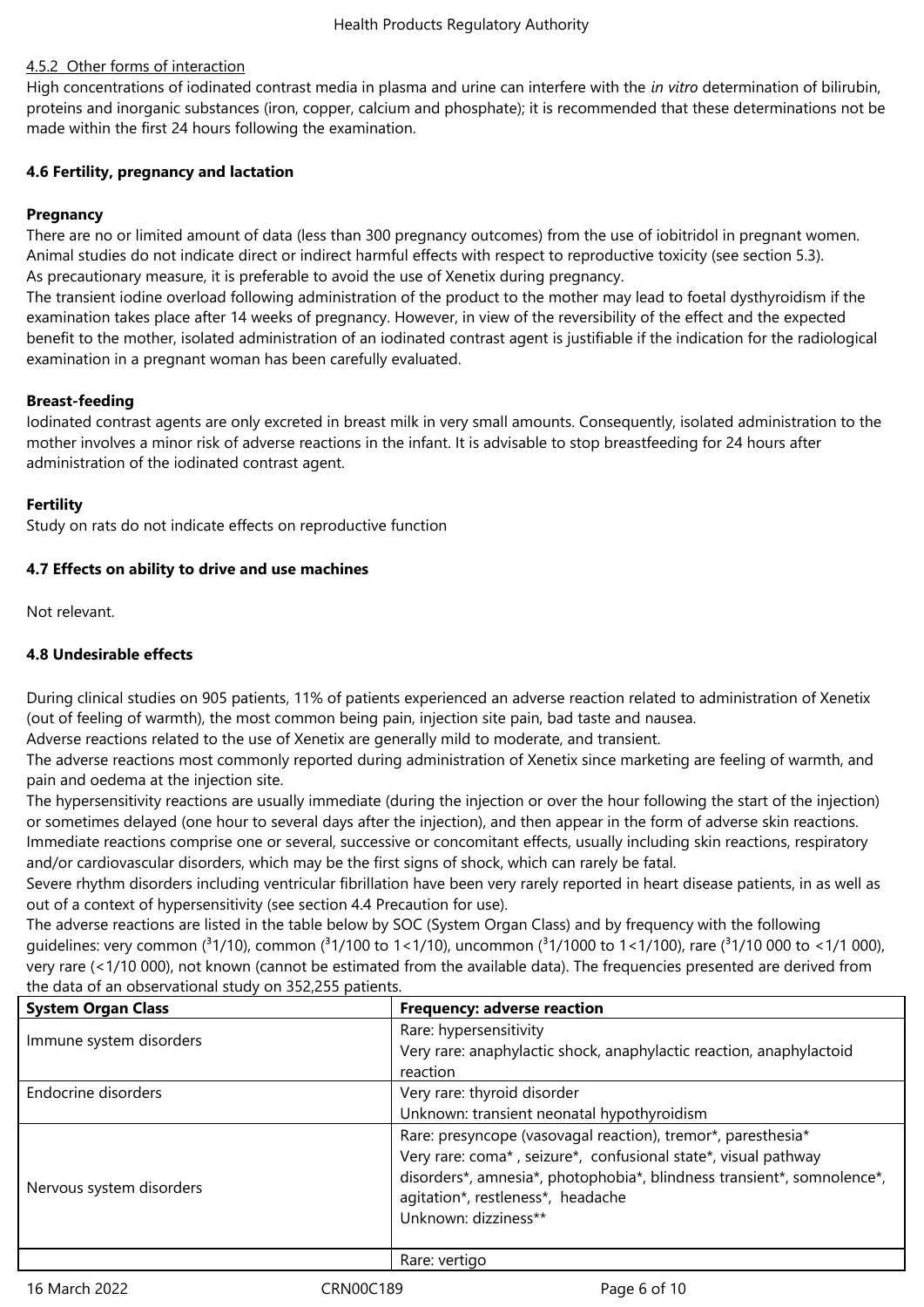#### 4.5.2 Other forms of interaction

High concentrations of iodinated contrast media in plasma and urine can interfere with the *in vitro* determination of bilirubin, proteins and inorganic substances (iron, copper, calcium and phosphate); it is recommended that these determinations not be made within the first 24 hours following the examination.

### 4.6 Fertility, pregnancy and lactation

**Pregnancy**

There are no or limited amount of data (less than 300 pregnancy outcomes) from the use of iobitridol in pregnant women. Animal studies do not indicate direct or indirect harmful effects with respect to reproductive toxicity (see section 5.3).
As precautionary measure, it is preferable to avoid the use of Xenetix during pregnancy.
The transient iodine overload following administration of the product to the mother may lead to foetal dysthyroidism if the examination takes place after 14 weeks of pregnancy. However, in view of the reversibility of the effect and the expected benefit to the mother, isolated administration of an iodinated contrast agent is justifiable if the indication for the radiological examination in a pregnant woman has been carefully evaluated.

**Breast-feeding**

Iodinated contrast agents are only excreted in breast milk in very small amounts. Consequently, isolated administration to the mother involves a minor risk of adverse reactions in the infant. It is advisable to stop breastfeeding for 24 hours after administration of the iodinated contrast agent.

**Fertility**

Study on rats do not indicate effects on reproductive function

### 4.7 Effects on ability to drive and use machines

Not relevant.

### 4.8 Undesirable effects

During clinical studies on 905 patients, 11% of patients experienced an adverse reaction related to administration of Xenetix (out of feeling of warmth), the most common being pain, injection site pain, bad taste and nausea.
Adverse reactions related to the use of Xenetix are generally mild to moderate, and transient.
The adverse reactions most commonly reported during administration of Xenetix since marketing are feeling of warmth, and pain and oedema at the injection site.
The hypersensitivity reactions are usually immediate (during the injection or over the hour following the start of the injection) or sometimes delayed (one hour to several days after the injection), and then appear in the form of adverse skin reactions.
Immediate reactions comprise one or several, successive or concomitant effects, usually including skin reactions, respiratory and/or cardiovascular disorders, which may be the first signs of shock, which can rarely be fatal.
Severe rhythm disorders including ventricular fibrillation have been very rarely reported in heart disease patients, in as well as out of a context of hypersensitivity (see section 4.4 Precaution for use).
The adverse reactions are listed in the table below by SOC (System Organ Class) and by frequency with the following guidelines: very common (³1/10), common (³1/100 to 1<1/10), uncommon (³1/1000 to 1<1/100), rare (³1/10 000 to <1/1 000), very rare (<1/10 000), not known (cannot be estimated from the available data). The frequencies presented are derived from the data of an observational study on 352,255 patients.

| System Organ Class | Frequency: adverse reaction |
|---|---|
| Immune system disorders | Rare: hypersensitivity<br>Very rare: anaphylactic shock, anaphylactic reaction, anaphylactoid reaction |
| Endocrine disorders | Very rare: thyroid disorder<br>Unknown: transient neonatal hypothyroidism |
| Nervous system disorders | Rare: presyncope (vasovagal reaction), tremor*, paresthesia*<br>Very rare: coma* , seizure*, confusional state*, visual pathway disorders*, amnesia*, photophobia*, blindness transient*, somnolence*, agitation*, restleness*, headache<br>Unknown: dizziness** |
| | Rare: vertigo |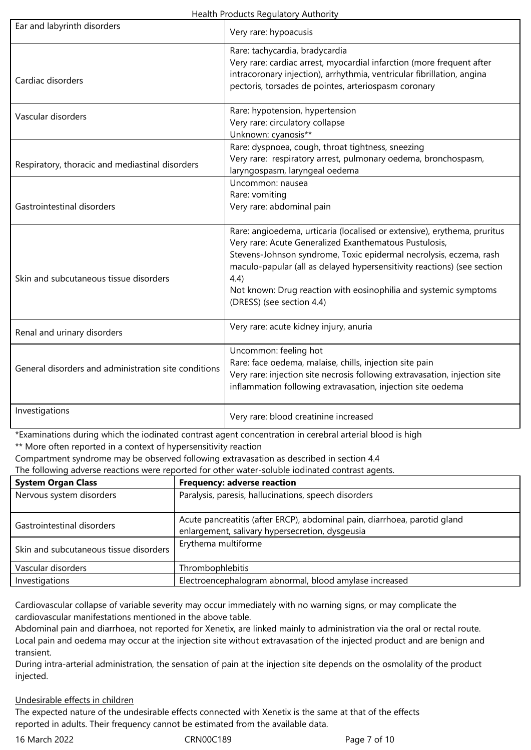| | |
|---|---|
| Ear and labyrinth disorders | Very rare: hypoacusis |
| Cardiac disorders | Rare: tachycardia, bradycardia<br>Very rare: cardiac arrest, myocardial infarction (more frequent after intracoronary injection), arrhythmia, ventricular fibrillation, angina pectoris, torsades de pointes, arteriospasm coronary |
| Vascular disorders | Rare: hypotension, hypertension<br>Very rare: circulatory collapse<br>Unknown: cyanosis** |
| Respiratory, thoracic and mediastinal disorders | Rare: dyspnoea, cough, throat tightness, sneezing<br>Very rare: respiratory arrest, pulmonary oedema, bronchospasm, laryngospasm, laryngeal oedema |
| Gastrointestinal disorders | Uncommon: nausea<br>Rare: vomiting<br>Very rare: abdominal pain |
| Skin and subcutaneous tissue disorders | Rare: angioedema, urticaria (localised or extensive), erythema, pruritus<br>Very rare: Acute Generalized Exanthematous Pustulosis, Stevens-Johnson syndrome, Toxic epidermal necrolysis, eczema, rash maculo-papular (all as delayed hypersensitivity reactions) (see section 4.4)<br>Not known: Drug reaction with eosinophilia and systemic symptoms (DRESS) (see section 4.4) |
| Renal and urinary disorders | Very rare: acute kidney injury, anuria |
| General disorders and administration site conditions | Uncommon: feeling hot<br>Rare: face oedema, malaise, chills, injection site pain<br>Very rare: injection site necrosis following extravasation, injection site inflammation following extravasation, injection site oedema |
| Investigations | Very rare: blood creatinine increased |

*Examinations during which the iodinated contrast agent concentration in cerebral arterial blood is high
** More often reported in a context of hypersensitivity reaction
Compartment syndrome may be observed following extravasation as described in section 4.4
The following adverse reactions were reported for other water-soluble iodinated contrast agents.

| System Organ Class | Frequency: adverse reaction |
|---|---|
| Nervous system disorders | Paralysis, paresis, hallucinations, speech disorders |
| Gastrointestinal disorders | Acute pancreatitis (after ERCP), abdominal pain, diarrhoea, parotid gland enlargement, salivary hypersecretion, dysgeusia |
| Skin and subcutaneous tissue disorders | Erythema multiforme |
| Vascular disorders | Thrombophlebitis |
| Investigations | Electroencephalogram abnormal, blood amylase increased |

Cardiovascular collapse of variable severity may occur immediately with no warning signs, or may complicate the cardiovascular manifestations mentioned in the above table.
Abdominal pain and diarrhoea, not reported for Xenetix, are linked mainly to administration via the oral or rectal route.
Local pain and oedema may occur at the injection site without extravasation of the injected product and are benign and transient.
During intra-arterial administration, the sensation of pain at the injection site depends on the osmolality of the product injected.

<u>Undesirable effects in children</u>
The expected nature of the undesirable effects connected with Xenetix is the same at that of the effects reported in adults. Their frequency cannot be estimated from the available data.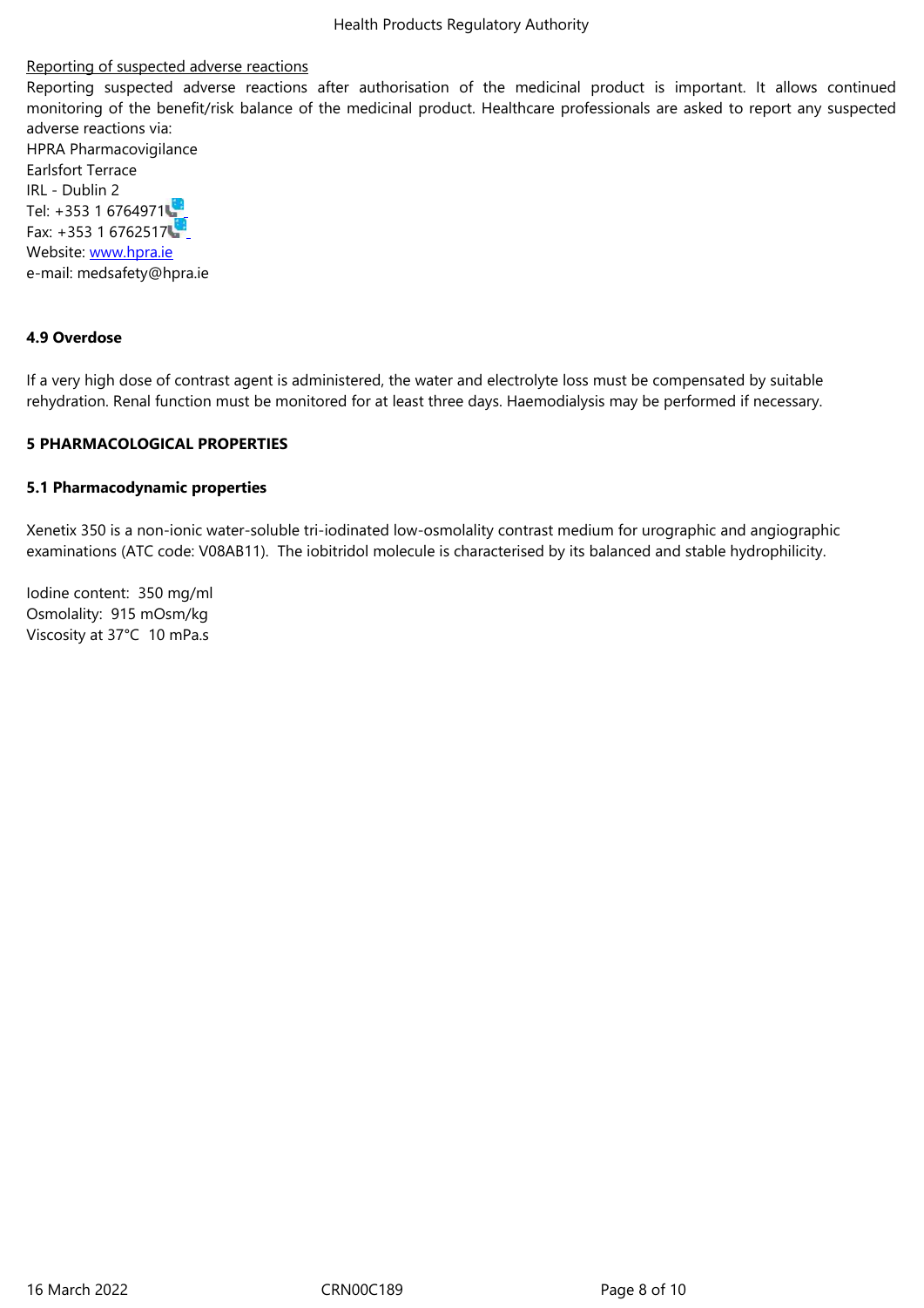Reporting of suspected adverse reactions

Reporting suspected adverse reactions after authorisation of the medicinal product is important. It allows continued monitoring of the benefit/risk balance of the medicinal product. Healthcare professionals are asked to report any suspected adverse reactions via:
HPRA Pharmacovigilance
Earlsfort Terrace
IRL - Dublin 2
Tel: +353 1 6764971
Fax: +353 1 6762517
Website: www.hpra.ie
e-mail: medsafety@hpra.ie

## 4.9 Overdose

If a very high dose of contrast agent is administered, the water and electrolyte loss must be compensated by suitable rehydration. Renal function must be monitored for at least three days. Haemodialysis may be performed if necessary.

# 5 PHARMACOLOGICAL PROPERTIES

## 5.1 Pharmacodynamic properties

Xenetix 350 is a non-ionic water-soluble tri-iodinated low-osmolality contrast medium for urographic and angiographic examinations (ATC code: V08AB11). The iobitridol molecule is characterised by its balanced and stable hydrophilicity.

Iodine content: 350 mg/ml
Osmolality: 915 mOsm/kg
Viscosity at 37°C 10 mPa.s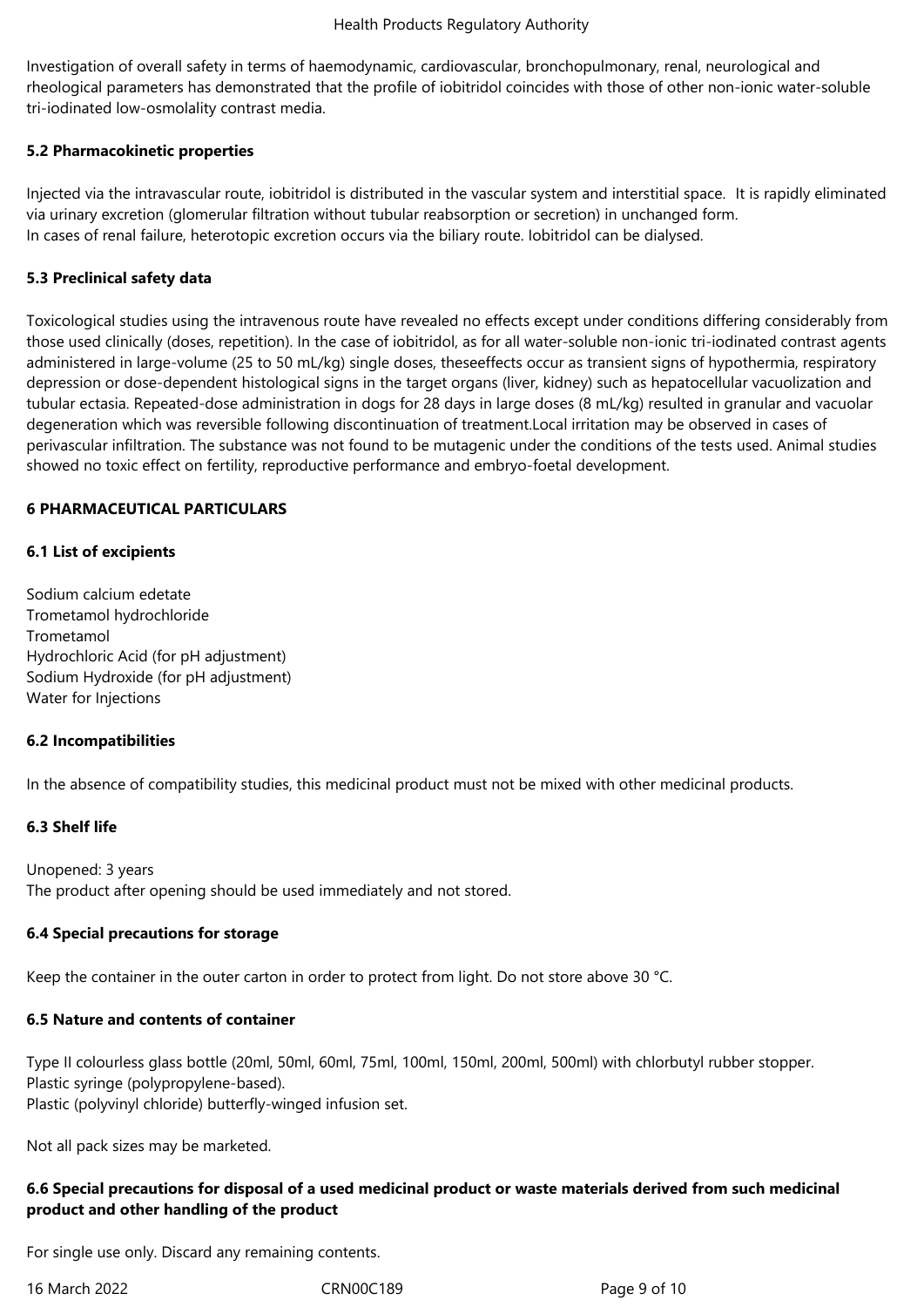Investigation of overall safety in terms of haemodynamic, cardiovascular, bronchopulmonary, renal, neurological and rheological parameters has demonstrated that the profile of iobitridol coincides with those of other non-ionic water-soluble tri-iodinated low-osmolality contrast media.

### 5.2 Pharmacokinetic properties

Injected via the intravascular route, iobitridol is distributed in the vascular system and interstitial space. It is rapidly eliminated via urinary excretion (glomerular filtration without tubular reabsorption or secretion) in unchanged form.
In cases of renal failure, heterotopic excretion occurs via the biliary route. Iobitridol can be dialysed.

### 5.3 Preclinical safety data

Toxicological studies using the intravenous route have revealed no effects except under conditions differing considerably from those used clinically (doses, repetition). In the case of iobitridol, as for all water-soluble non-ionic tri-iodinated contrast agents administered in large-volume (25 to 50 mL/kg) single doses, theseeffects occur as transient signs of hypothermia, respiratory depression or dose-dependent histological signs in the target organs (liver, kidney) such as hepatocellular vacuolization and tubular ectasia. Repeated-dose administration in dogs for 28 days in large doses (8 mL/kg) resulted in granular and vacuolar degeneration which was reversible following discontinuation of treatment.Local irritation may be observed in cases of perivascular infiltration. The substance was not found to be mutagenic under the conditions of the tests used. Animal studies showed no toxic effect on fertility, reproductive performance and embryo-foetal development.

## 6 PHARMACEUTICAL PARTICULARS

### 6.1 List of excipients

Sodium calcium edetate
Trometamol hydrochloride
Trometamol
Hydrochloric Acid (for pH adjustment)
Sodium Hydroxide (for pH adjustment)
Water for Injections

### 6.2 Incompatibilities

In the absence of compatibility studies, this medicinal product must not be mixed with other medicinal products.

### 6.3 Shelf life

Unopened: 3 years
The product after opening should be used immediately and not stored.

### 6.4 Special precautions for storage

Keep the container in the outer carton in order to protect from light. Do not store above 30 °C.

### 6.5 Nature and contents of container

Type II colourless glass bottle (20ml, 50ml, 60ml, 75ml, 100ml, 150ml, 200ml, 500ml) with chlorbutyl rubber stopper.
Plastic syringe (polypropylene-based).
Plastic (polyvinyl chloride) butterfly-winged infusion set.

Not all pack sizes may be marketed.

### 6.6 Special precautions for disposal of a used medicinal product or waste materials derived from such medicinal product and other handling of the product

For single use only. Discard any remaining contents.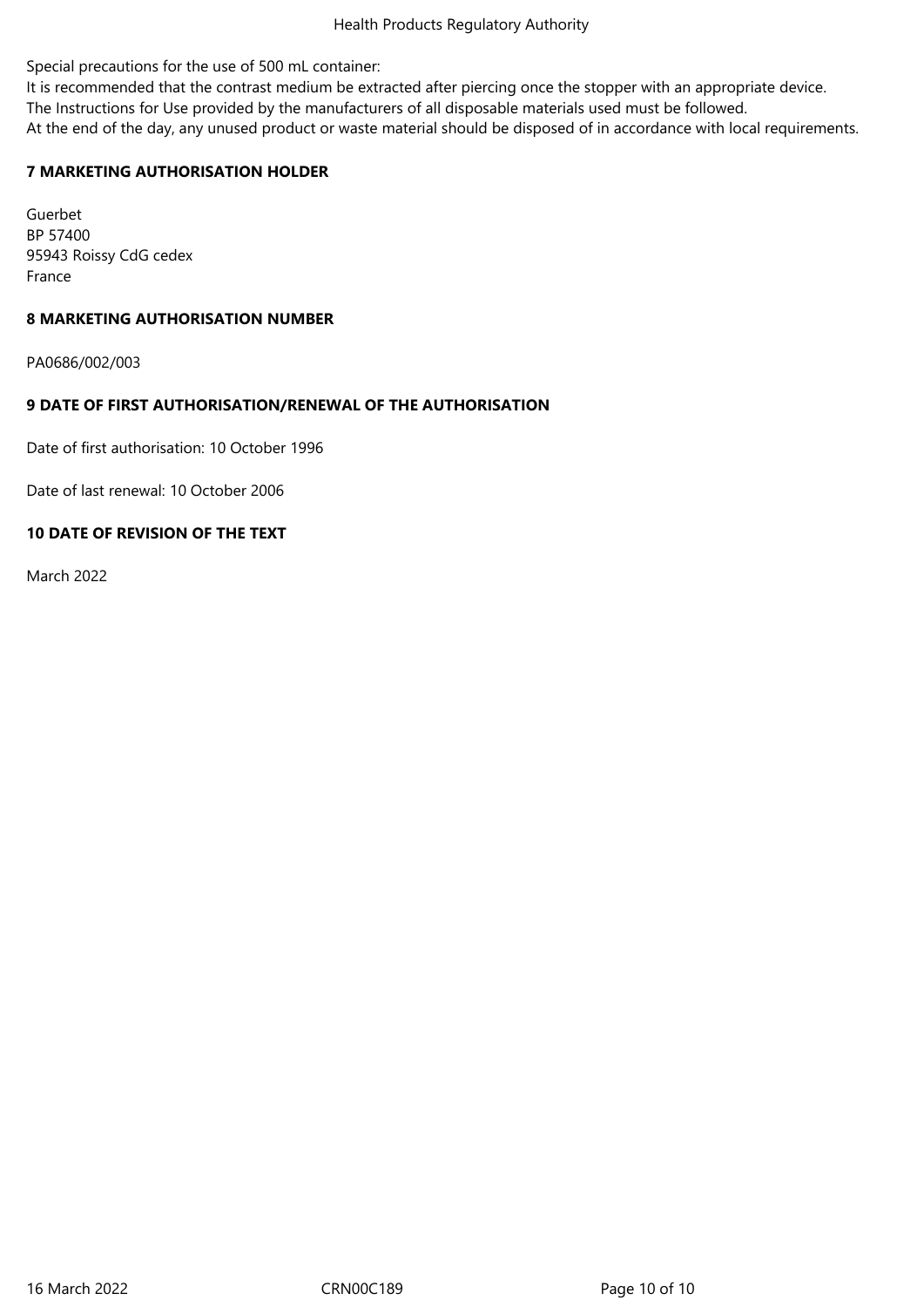Special precautions for the use of 500 mL container:
It is recommended that the contrast medium be extracted after piercing once the stopper with an appropriate device.
The Instructions for Use provided by the manufacturers of all disposable materials used must be followed.
At the end of the day, any unused product or waste material should be disposed of in accordance with local requirements.

## 7 MARKETING AUTHORISATION HOLDER

Guerbet
BP 57400
95943 Roissy CdG cedex
France

## 8 MARKETING AUTHORISATION NUMBER

PA0686/002/003

## 9 DATE OF FIRST AUTHORISATION/RENEWAL OF THE AUTHORISATION

Date of first authorisation: 10 October 1996

Date of last renewal: 10 October 2006

## 10 DATE OF REVISION OF THE TEXT

March 2022